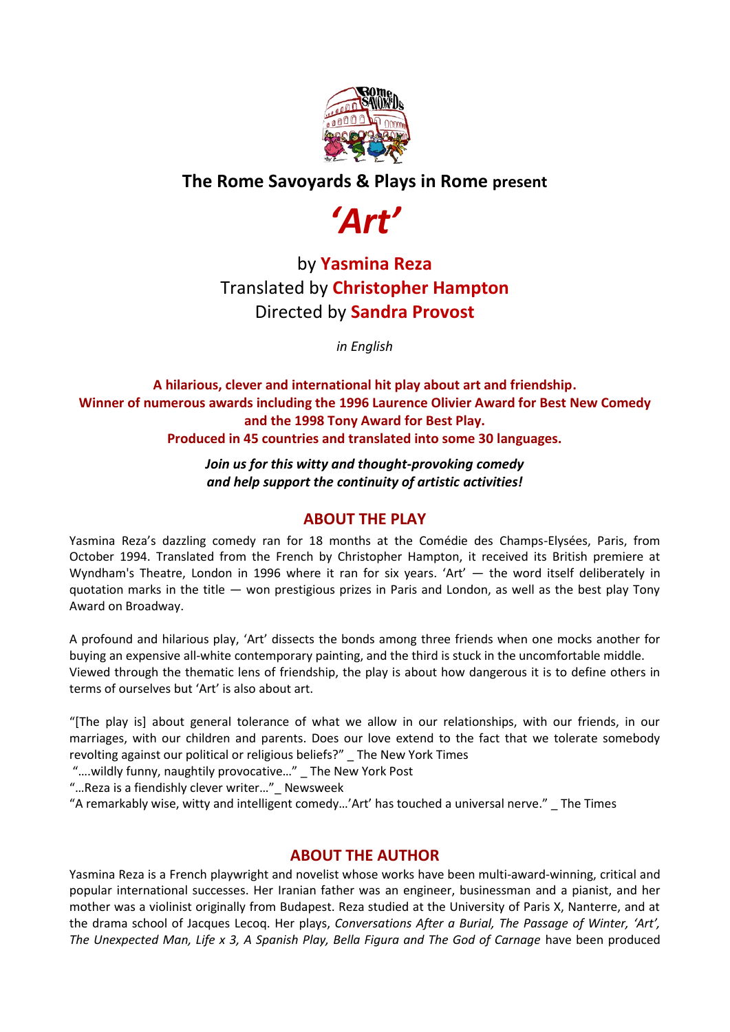**The Rome Savoyards & Plays in Rome present**

# *'Art'*

by **Yasmina Reza**
Translated by **Christopher Hampton**
Directed by **Sandra Provost**

*in English*

**A hilarious, clever and international hit play about art and friendship.**
**Winner of numerous awards including the 1996 Laurence Olivier Award for Best New Comedy and the 1998 Tony Award for Best Play.**
**Produced in 45 countries and translated into some 30 languages.**

***Join us for this witty and thought-provoking comedy and help support the continuity of artistic activities!***

## ABOUT THE PLAY

Yasmina Reza's dazzling comedy ran for 18 months at the Comédie des Champs-Elysées, Paris, from October 1994. Translated from the French by Christopher Hampton, it received its British premiere at Wyndham's Theatre, London in 1996 where it ran for six years. 'Art' — the word itself deliberately in quotation marks in the title — won prestigious prizes in Paris and London, as well as the best play Tony Award on Broadway.

A profound and hilarious play, 'Art' dissects the bonds among three friends when one mocks another for buying an expensive all-white contemporary painting, and the third is stuck in the uncomfortable middle. Viewed through the thematic lens of friendship, the play is about how dangerous it is to define others in terms of ourselves but 'Art' is also about art.

"[The play is] about general tolerance of what we allow in our relationships, with our friends, in our marriages, with our children and parents. Does our love extend to the fact that we tolerate somebody revolting against our political or religious beliefs?" _ The New York Times
"….wildly funny, naughtily provocative…" _ The New York Post
"…Reza is a fiendishly clever writer…"_ Newsweek
"A remarkably wise, witty and intelligent comedy…'Art' has touched a universal nerve." _ The Times

## ABOUT THE AUTHOR

Yasmina Reza is a French playwright and novelist whose works have been multi-award-winning, critical and popular international successes. Her Iranian father was an engineer, businessman and a pianist, and her mother was a violinist originally from Budapest. Reza studied at the University of Paris X, Nanterre, and at the drama school of Jacques Lecoq. Her plays, *Conversations After a Burial, The Passage of Winter, 'Art', The Unexpected Man, Life x 3, A Spanish Play, Bella Figura and The God of Carnage* have been produced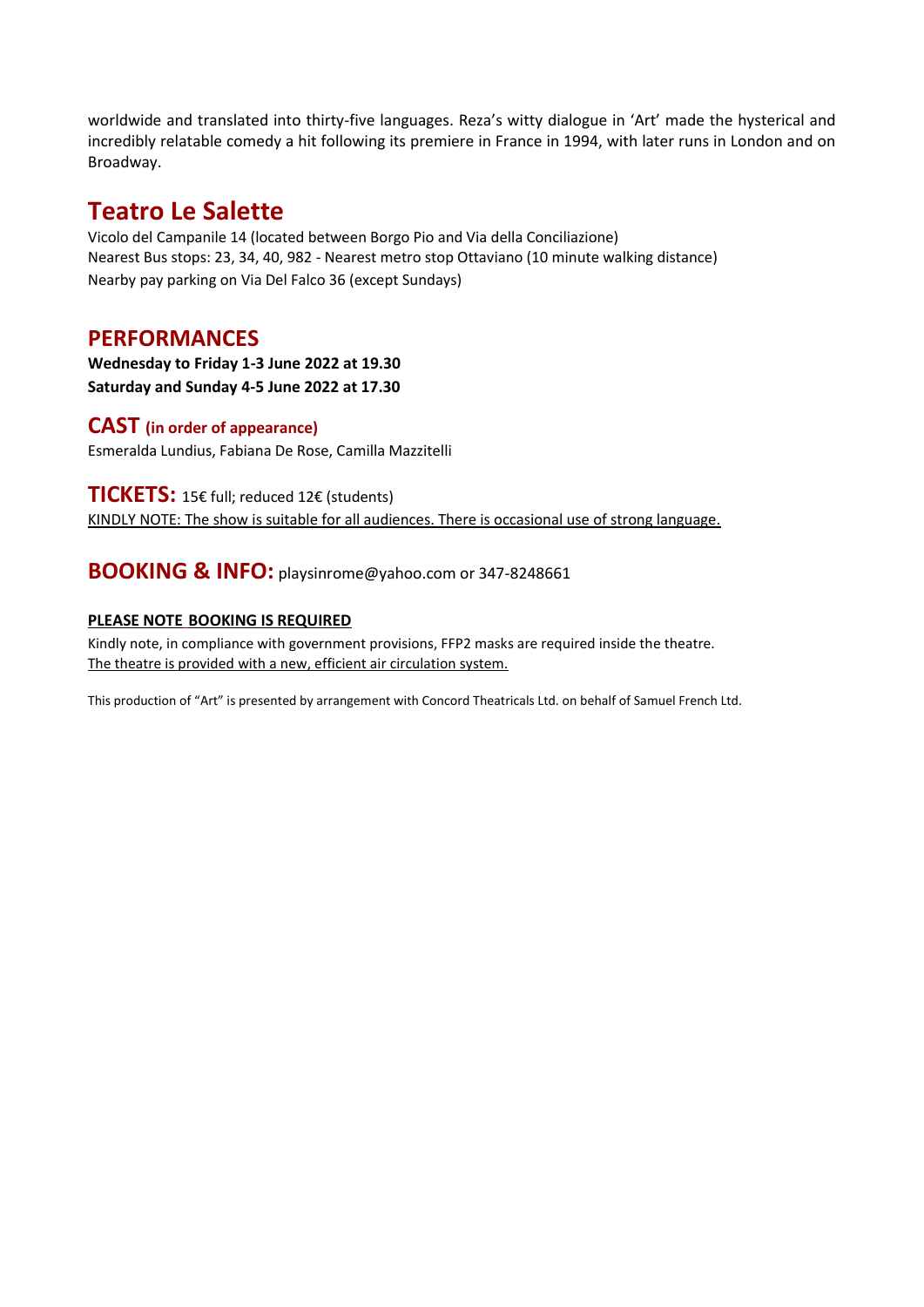worldwide and translated into thirty-five languages. Reza's witty dialogue in 'Art' made the hysterical and incredibly relatable comedy a hit following its premiere in France in 1994, with later runs in London and on Broadway.

## Teatro Le Salette

Vicolo del Campanile 14 (located between Borgo Pio and Via della Conciliazione)
Nearest Bus stops: 23, 34, 40, 982 - Nearest metro stop Ottaviano (10 minute walking distance)
Nearby pay parking on Via Del Falco 36 (except Sundays)

## PERFORMANCES

**Wednesday to Friday 1-3 June 2022 at 19.30**
**Saturday and Sunday 4-5 June 2022 at 17.30**

## CAST (in order of appearance)

Esmeralda Lundius, Fabiana De Rose, Camilla Mazzitelli

## TICKETS: 15€ full; reduced 12€ (students)

KINDLY NOTE: The show is suitable for all audiences. There is occasional use of strong language.

## BOOKING & INFO: playsinrome@yahoo.com or 347-8248661

**PLEASE NOTE BOOKING IS REQUIRED**

Kindly note, in compliance with government provisions, FFP2 masks are required inside the theatre.
The theatre is provided with a new, efficient air circulation system.

This production of "Art" is presented by arrangement with Concord Theatricals Ltd. on behalf of Samuel French Ltd.